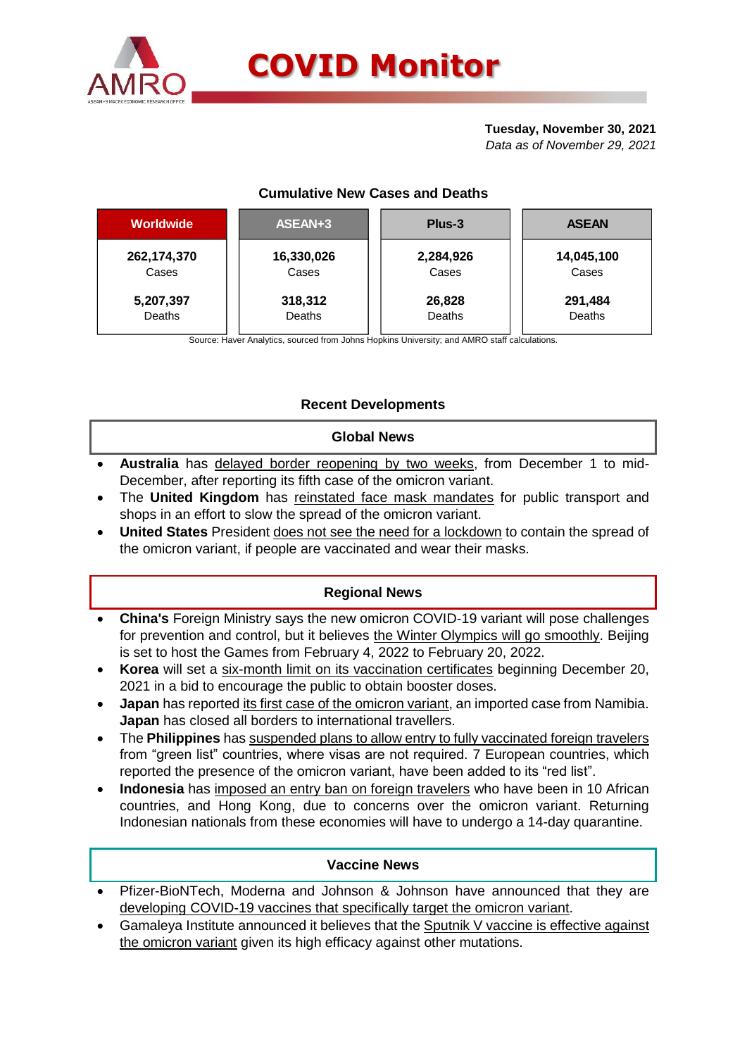# COVID Monitor

**Tuesday, November 30, 2021**
*Data as of November 29, 2021*

### Cumulative New Cases and Deaths

| Worldwide | ASEAN+3 | Plus-3 | ASEAN |
|---|---|---|---|
| **262,174,370** Cases | **16,330,026** Cases | **2,284,926** Cases | **14,045,100** Cases |
| **5,207,397** Deaths | **318,312** Deaths | **26,828** Deaths | **291,484** Deaths |

Source: Haver Analytics, sourced from Johns Hopkins University; and AMRO staff calculations.

## Recent Developments

### Global News

- **Australia** has delayed border reopening by two weeks, from December 1 to mid-December, after reporting its fifth case of the omicron variant.
- The **United Kingdom** has reinstated face mask mandates for public transport and shops in an effort to slow the spread of the omicron variant.
- **United States** President does not see the need for a lockdown to contain the spread of the omicron variant, if people are vaccinated and wear their masks.

### Regional News

- **China's** Foreign Ministry says the new omicron COVID-19 variant will pose challenges for prevention and control, but it believes the Winter Olympics will go smoothly. Beijing is set to host the Games from February 4, 2022 to February 20, 2022.
- **Korea** will set a six-month limit on its vaccination certificates beginning December 20, 2021 in a bid to encourage the public to obtain booster doses.
- **Japan** has reported its first case of the omicron variant, an imported case from Namibia. **Japan** has closed all borders to international travellers.
- The **Philippines** has suspended plans to allow entry to fully vaccinated foreign travelers from "green list" countries, where visas are not required. 7 European countries, which reported the presence of the omicron variant, have been added to its "red list".
- **Indonesia** has imposed an entry ban on foreign travelers who have been in 10 African countries, and Hong Kong, due to concerns over the omicron variant. Returning Indonesian nationals from these economies will have to undergo a 14-day quarantine.

### Vaccine News

- Pfizer-BioNTech, Moderna and Johnson & Johnson have announced that they are developing COVID-19 vaccines that specifically target the omicron variant.
- Gamaleya Institute announced it believes that the Sputnik V vaccine is effective against the omicron variant given its high efficacy against other mutations.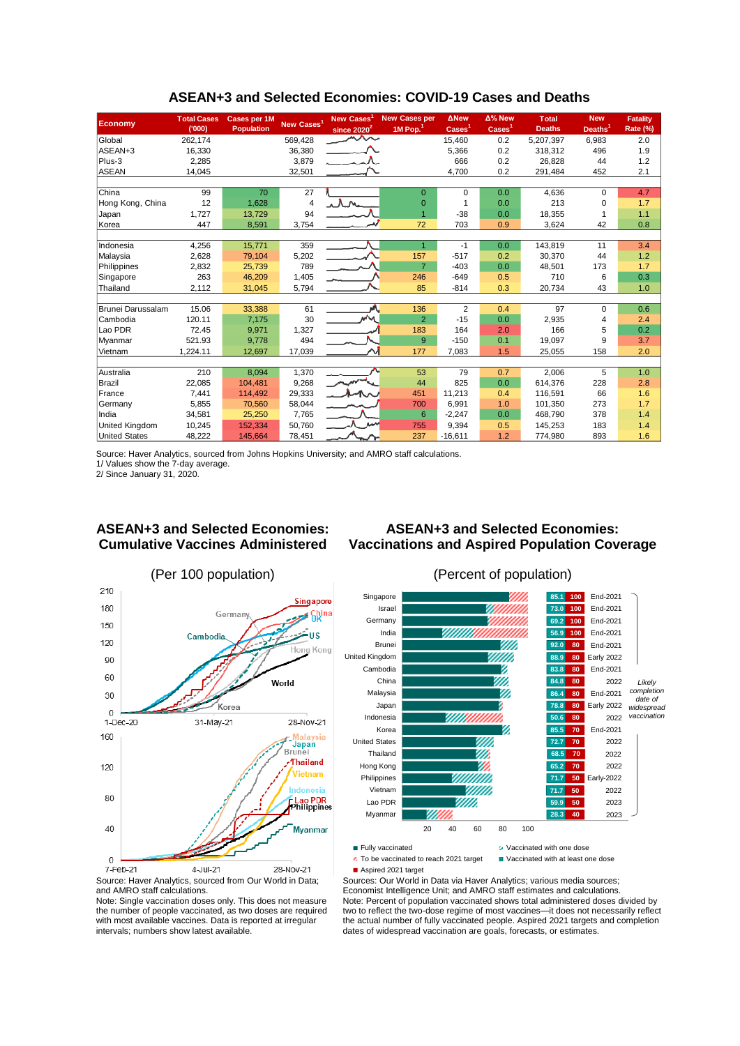## ASEAN+3 and Selected Economies: COVID-19 Cases and Deaths

| Economy | Total Cases ('000) | Cases per 1M Population | New Cases[1] | New Cases[1] since 2020[2] | New Cases per 1M Pop.[1] | ΔNew Cases[1] | Δ% New Cases[1] | Total Deaths | New Deaths[1] | Fatality Rate (%) |
|---|---|---|---|---|---|---|---|---|---|---|
| Global | 262,174 | | 569,428 | | | 15,460 | 0.2 | 5,207,397 | 6,983 | 2.0 |
| ASEAN+3 | 16,330 | | 36,380 | | | 5,366 | 0.2 | 318,312 | 496 | 1.9 |
| Plus-3 | 2,285 | | 3,879 | | | 666 | 0.2 | 26,828 | 44 | 1.2 |
| ASEAN | 14,045 | | 32,501 | | | 4,700 | 0.2 | 291,484 | 452 | 2.1 |
| | | | | | | | | | | |
| China | 99 | 70 | 27 | | 0 | 0 | 0.0 | 4,636 | 0 | 4.7 |
| Hong Kong, China | 12 | 1,628 | 4 | | 0 | 1 | 0.0 | 213 | 0 | 1.7 |
| Japan | 1,727 | 13,729 | 94 | | 1 | -38 | 0.0 | 18,355 | 1 | 1.1 |
| Korea | 447 | 8,591 | 3,754 | | 72 | 703 | 0.9 | 3,624 | 42 | 0.8 |
| | | | | | | | | | | |
| Indonesia | 4,256 | 15,771 | 359 | | 1 | -1 | 0.0 | 143,819 | 11 | 3.4 |
| Malaysia | 2,628 | 79,104 | 5,202 | | 157 | -517 | 0.2 | 30,370 | 44 | 1.2 |
| Philippines | 2,832 | 25,739 | 789 | | 7 | -403 | 0.0 | 48,501 | 173 | 1.7 |
| Singapore | 263 | 46,209 | 1,405 | | 246 | -649 | 0.5 | 710 | 6 | 0.3 |
| Thailand | 2,112 | 31,045 | 5,794 | | 85 | -814 | 0.3 | 20,734 | 43 | 1.0 |
| | | | | | | | | | | |
| Brunei Darussalam | 15.06 | 33,388 | 61 | | 136 | 2 | 0.4 | 97 | 0 | 0.6 |
| Cambodia | 120.11 | 7,175 | 30 | | 2 | -15 | 0.0 | 2,935 | 4 | 2.4 |
| Lao PDR | 72.45 | 9,971 | 1,327 | | 183 | 164 | 2.0 | 166 | 5 | 0.2 |
| Myanmar | 521.93 | 9,778 | 494 | | 9 | -150 | 0.1 | 19,097 | 9 | 3.7 |
| Vietnam | 1,224.11 | 12,697 | 17,039 | | 177 | 7,083 | 1.5 | 25,055 | 158 | 2.0 |
| | | | | | | | | | | |
| Australia | 210 | 8,094 | 1,370 | | 53 | 79 | 0.7 | 2,006 | 5 | 1.0 |
| Brazil | 22,085 | 104,481 | 9,268 | | 44 | 825 | 0.0 | 614,376 | 228 | 2.8 |
| France | 7,441 | 114,492 | 29,333 | | 451 | 11,213 | 0.4 | 116,591 | 66 | 1.6 |
| Germany | 5,855 | 70,560 | 58,044 | | 700 | 6,991 | 1.0 | 101,350 | 273 | 1.7 |
| India | 34,581 | 25,250 | 7,765 | | 6 | -2,247 | 0.0 | 468,790 | 378 | 1.4 |
| United Kingdom | 10,245 | 152,334 | 50,760 | | 755 | 9,394 | 0.5 | 145,253 | 183 | 1.4 |
| United States | 48,222 | 145,664 | 78,451 | | 237 | -16,611 | 1.2 | 774,980 | 893 | 1.6 |

Source: Haver Analytics, sourced from Johns Hopkins University; and AMRO staff calculations.
1/ Values show the 7-day average.
2/ Since January 31, 2020.

## ASEAN+3 and Selected Economies: Cumulative Vaccines Administered

(Per 100 population)

210
180
150
120
90
60
30
0
1-Dec-20
31-May-21
28-Nov-21
Singapore
China
UK
Germany
US
Cambodia
Hong Kong
World
Korea

160
120
80
40
0
7-Feb-21
4-Jul-21
28-Nov-21
Malaysia
Japan
Brunei
Thailand
Vietnam
Indonesia
Lao PDR
Philippines
Myanmar

Source: Haver Analytics, sourced from Our World in Data; and AMRO staff calculations.
Note: Single vaccination doses only. This does not measure the number of people vaccinated, as two doses are required with most available vaccines. Data is reported at irregular intervals; numbers show latest available.

## ASEAN+3 and Selected Economies: Vaccinations and Aspired Population Coverage

(Percent of population)

Singapore 85.1 100 End-2021
Israel 73.0 100 End-2021
Germany 69.2 100 End-2021
India 56.9 100 End-2021
Brunei 92.0 80 End-2021
United Kingdom 88.9 80 Early 2022
Cambodia 83.8 80 End-2021
China 84.8 80 2022
Malaysia 86.4 80 End-2021
Japan 78.8 80 Early 2022
Indonesia 50.6 80 2022
Korea 85.5 70 End-2021
United States 72.7 70 2022
Thailand 68.5 70 2022
Hong Kong 65.2 70 2022
Philippines 71.7 50 Early-2022
Vietnam 71.7 50 2022
Lao PDR 59.9 50 2023
Myanmar 28.3 40 2023

*Likely completion date of widespread vaccination*

20 40 60 80 100

Fully vaccinated
Vaccinated with one dose
To be vaccinated to reach 2021 target
Vaccinated with at least one dose
Aspired 2021 target

Sources: Our World in Data via Haver Analytics; various media sources; Economist Intelligence Unit; and AMRO staff estimates and calculations.
Note: Percent of population vaccinated shows total administered doses divided by two to reflect the two-dose regime of most vaccines—it does not necessarily reflect the actual number of fully vaccinated people. Aspired 2021 targets and completion dates of widespread vaccination are goals, forecasts, or estimates.